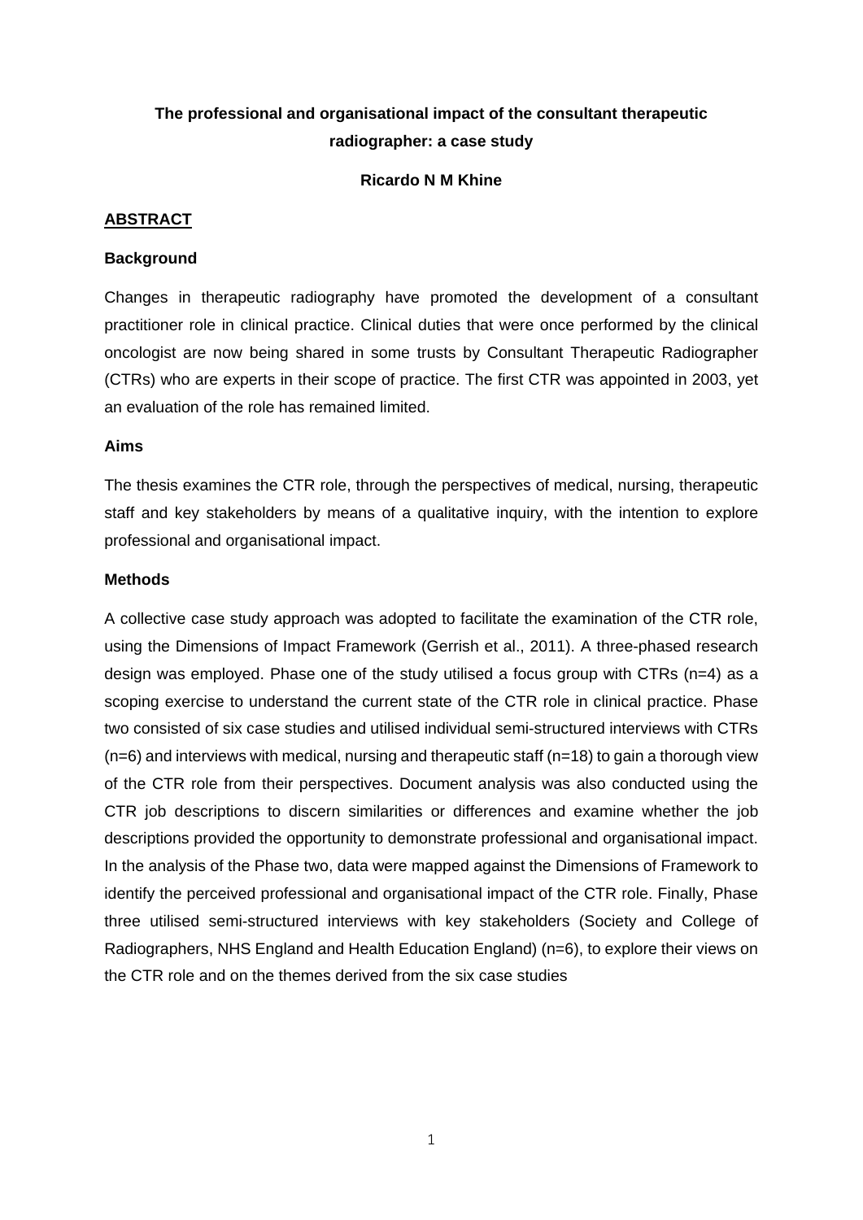# The professional and organisational impact of the consultant therapeutic radiographer: a case study

**Ricardo N M Khine**

## ABSTRACT

### Background

Changes in therapeutic radiography have promoted the development of a consultant practitioner role in clinical practice. Clinical duties that were once performed by the clinical oncologist are now being shared in some trusts by Consultant Therapeutic Radiographer (CTRs) who are experts in their scope of practice. The first CTR was appointed in 2003, yet an evaluation of the role has remained limited.

### Aims

The thesis examines the CTR role, through the perspectives of medical, nursing, therapeutic staff and key stakeholders by means of a qualitative inquiry, with the intention to explore professional and organisational impact.

### Methods

A collective case study approach was adopted to facilitate the examination of the CTR role, using the Dimensions of Impact Framework (Gerrish et al., 2011). A three-phased research design was employed. Phase one of the study utilised a focus group with CTRs (n=4) as a scoping exercise to understand the current state of the CTR role in clinical practice. Phase two consisted of six case studies and utilised individual semi-structured interviews with CTRs (n=6) and interviews with medical, nursing and therapeutic staff (n=18) to gain a thorough view of the CTR role from their perspectives. Document analysis was also conducted using the CTR job descriptions to discern similarities or differences and examine whether the job descriptions provided the opportunity to demonstrate professional and organisational impact. In the analysis of the Phase two, data were mapped against the Dimensions of Framework to identify the perceived professional and organisational impact of the CTR role. Finally, Phase three utilised semi-structured interviews with key stakeholders (Society and College of Radiographers, NHS England and Health Education England) (n=6), to explore their views on the CTR role and on the themes derived from the six case studies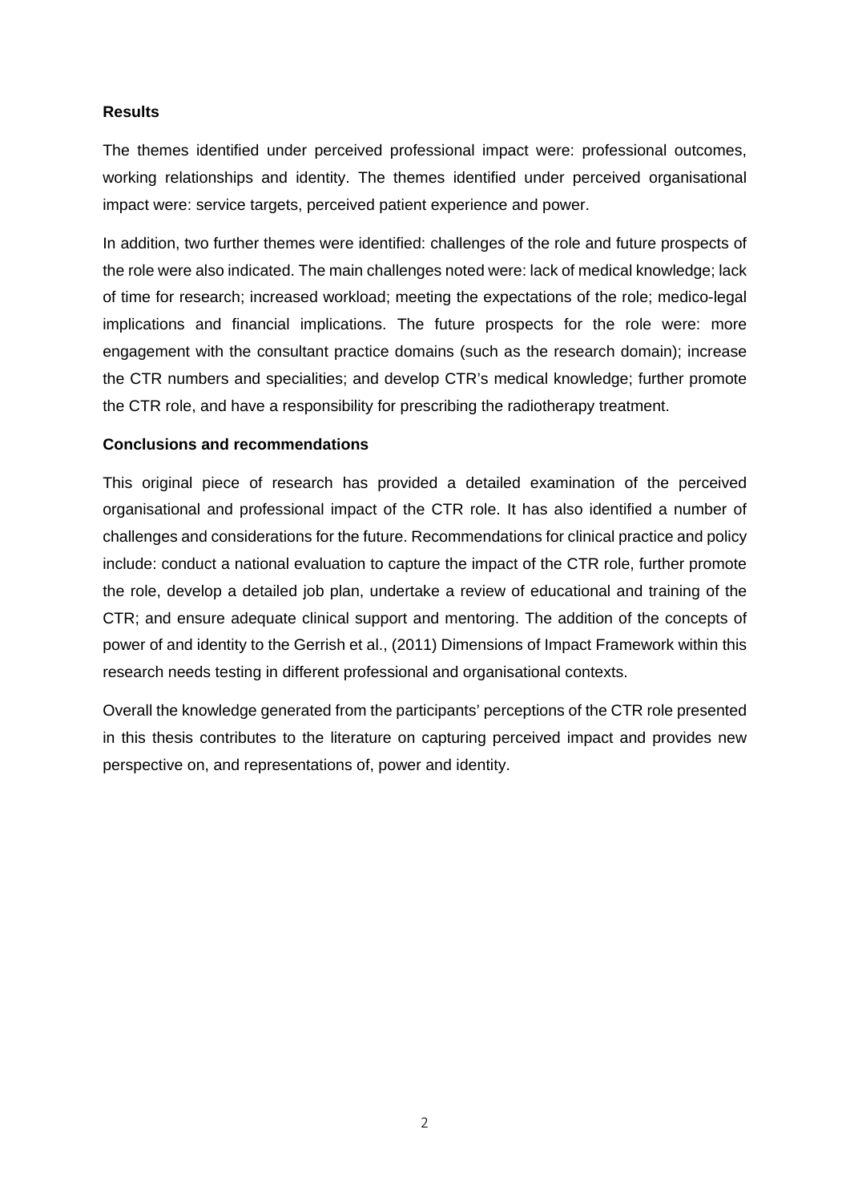**Results**

The themes identified under perceived professional impact were: professional outcomes, working relationships and identity. The themes identified under perceived organisational impact were: service targets, perceived patient experience and power.

In addition, two further themes were identified: challenges of the role and future prospects of the role were also indicated. The main challenges noted were: lack of medical knowledge; lack of time for research; increased workload; meeting the expectations of the role; medico-legal implications and financial implications. The future prospects for the role were: more engagement with the consultant practice domains (such as the research domain); increase the CTR numbers and specialities; and develop CTR's medical knowledge; further promote the CTR role, and have a responsibility for prescribing the radiotherapy treatment.

**Conclusions and recommendations**

This original piece of research has provided a detailed examination of the perceived organisational and professional impact of the CTR role. It has also identified a number of challenges and considerations for the future. Recommendations for clinical practice and policy include: conduct a national evaluation to capture the impact of the CTR role, further promote the role, develop a detailed job plan, undertake a review of educational and training of the CTR; and ensure adequate clinical support and mentoring. The addition of the concepts of power of and identity to the Gerrish et al., (2011) Dimensions of Impact Framework within this research needs testing in different professional and organisational contexts.

Overall the knowledge generated from the participants' perceptions of the CTR role presented in this thesis contributes to the literature on capturing perceived impact and provides new perspective on, and representations of, power and identity.